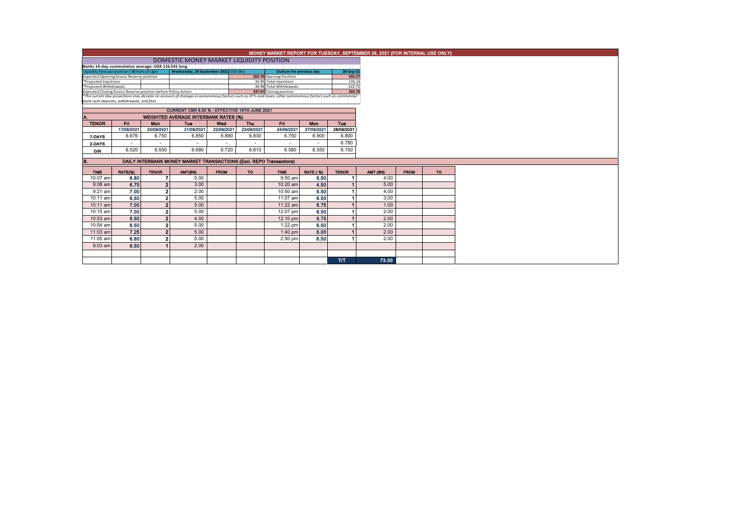# MONEY MARKET REPORT FOR TUESDAY, SEPTEMBER 28, 2021 (FOR INTERNAL USE ONLY)

## DOMESTIC MONEY MARKET LIQUIDITY POSITION

Banks 14-day cummulative average: UGX 116.541 long

| Liquidity forecast position ( Billions of Ugx) | Wednesday, 29 September 2021 UGX (Bn) | | Outturn for previous day | 28-Sep-21 |
|---|---|---|---|---|
| Expected Opening Excess Reserve position | | 203.70 | Opening Position | 593.27 |
| *Projected Injections | | 33.95 | Total Injections | 133.14 |
| *Projected Withdrawals | | -39.98 | Total Withdrawals | -522.72 |
| Expected Closing Excess Reserve position before Policy Action | | 197.67 | Closing position | 203.70 |

*The current day projections may deviate on account of changes in autonomous factors such as EFTs and taxes; other autonomous factors such as commercial bank cash deposits, withdrawals, and fees.

### CURRENT CBR 6.50 % - EFFECTIVE 16TH JUNE 2021

### A. WEIGHTED AVERAGE INTERBANK RATES (%)

| TENOR | Fri | Mon | Tue | Wed | Thu | Fri | Mon | Tue |
|---|---|---|---|---|---|---|---|---|
| | 17/09/2021 | 20/09/2021 | 21/09/2021 | 22/09/2021 | 23/09/2021 | 24/09/2021 | 27/09/2021 | 28/09/2021 |
| 7-DAYS | 6.676 | 6.750 | 6.850 | 6.890 | 6.830 | 6.750 | 6.900 | 6.800 |
| 2-DAYS | - | - | - | - | - | - | - | 6.780 |
| O/N | 6.520 | 6.550 | 6.680 | 6.720 | 6.810 | 6.580 | 6.550 | 6.150 |

### B. DAILY INTERBANK MONEY MARKET TRANSACTIONS (Excl. REPO Transactions)

| TIME | RATE(%) | TENOR | AMT(BN) | FROM | TO | TIME | RATE ( %) | TENOR | AMT (BN) | FROM | TO |
|---|---|---|---|---|---|---|---|---|---|---|---|
| 10:07 am | 6.80 | 7 | 5.00 | | | 9:50 am | 6.50 | 1 | 4.00 | | |
| 9:08 am | 6.75 | 2 | 3.00 | | | 10:20 am | 4.50 | 1 | 5.00 | | |
| 9:21 am | 7.00 | 2 | 2.00 | | | 10:50 am | 6.50 | 1 | 4.00 | | |
| 10:11 am | 6.50 | 2 | 5.00 | | | 11:07 am | 6.50 | 1 | 3.00 | | |
| 10:11 am | 7.00 | 2 | 5.00 | | | 11:22 am | 6.75 | 1 | 1.00 | | |
| 10:15 am | 7.00 | 2 | 5.00 | | | 12:07 pm | 6.50 | 1 | 2.00 | | |
| 10:53 am | 6.50 | 2 | 4.00 | | | 12:10 pm | 6.75 | 1 | 2.00 | | |
| 10:54 am | 6.50 | 2 | 5.00 | | | 1:22 pm | 6.50 | 1 | 2.00 | | |
| 11:03 am | 7.25 | 2 | 5.00 | | | 1:40 pm | 6.00 | 1 | 2.00 | | |
| 11:05 am | 6.60 | 2 | 5.00 | | | 2:50 pm | 6.50 | 1 | 2.00 | | |
| 9:03 am | 6.50 | 1 | 2.00 | | | | | | | | |
| | | | | | | | | T/T | 73.00 | | |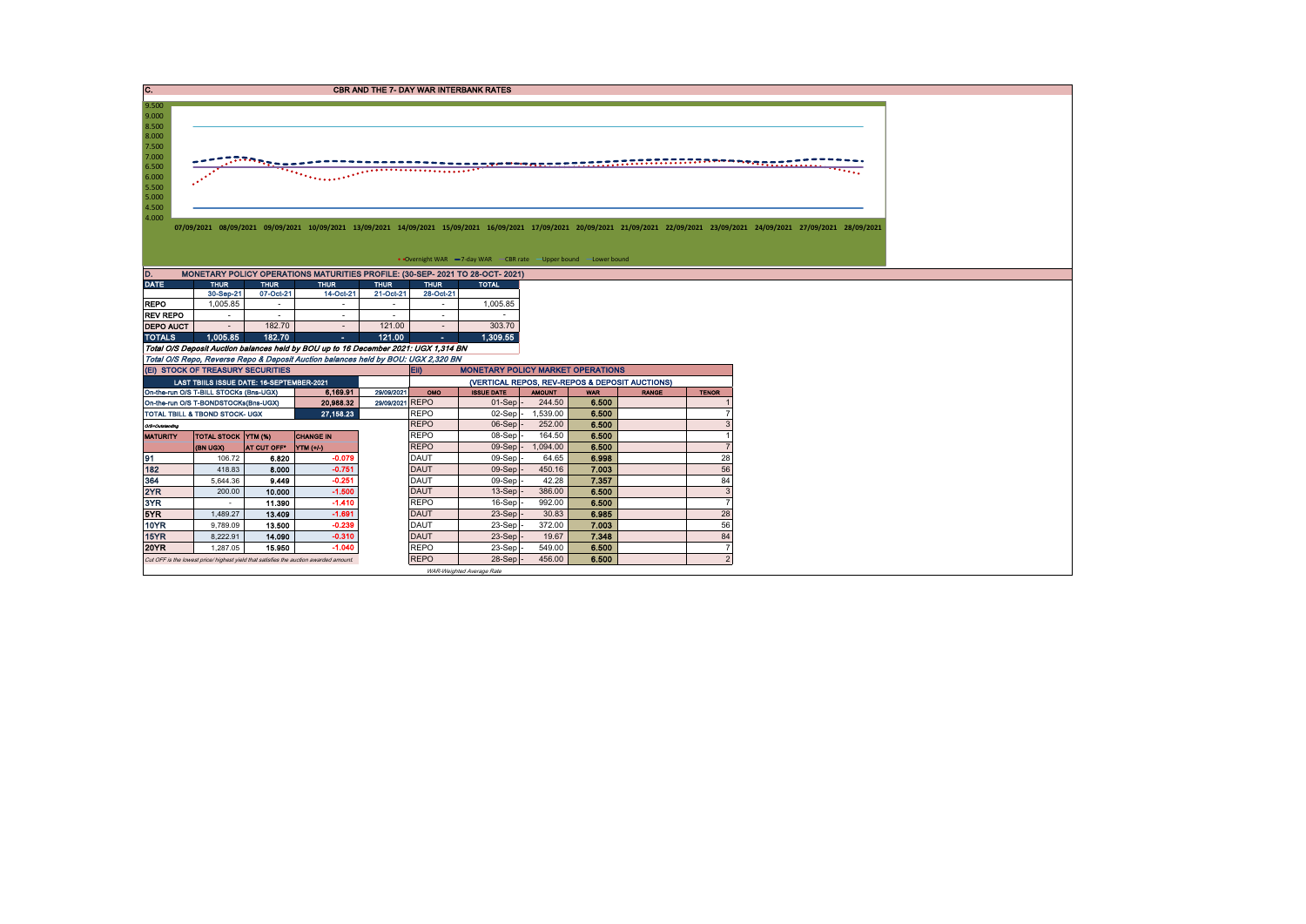## C. CBR AND THE 7- DAY WAR INTERBANK RATES

9.500
9.000
8.500
8.000
7.500
7.000
6.500
6.000
5.500
5.000
4.500
4.000

07/09/2021 08/09/2021 09/09/2021 10/09/2021 13/09/2021 14/09/2021 15/09/2021 16/09/2021 17/09/2021 20/09/2021 21/09/2021 22/09/2021 23/09/2021 24/09/2021 27/09/2021 28/09/2021

Overnight WAR — 7-day WAR — CBR rate — Upper bound — Lower bound

## D. MONETARY POLICY OPERATIONS MATURITIES PROFILE: (30-SEP- 2021 TO 28-OCT- 2021)

| DATE | THUR | THUR | THUR | THUR | THUR | TOTAL |
|---|---|---|---|---|---|---|
| | 30-Sep-21 | 07-Oct-21 | 14-Oct-21 | 21-Oct-21 | 28-Oct-21 | |
| REPO | 1,005.85 | - | - | - | - | 1,005.85 |
| REV REPO | - | - | - | - | - | - |
| DEPO AUCT | - | 182.70 | - | 121.00 | - | 303.70 |
| TOTALS | 1,005.85 | 182.70 | - | 121.00 | - | 1,309.55 |

*Total O/S Deposit Auction balances held by BOU up to 16 December 2021: UGX 1,314 BN*

*Total O/S Repo, Reverse Repo & Deposit Auction balances held by BOU: UGX 2,320 BN*

### (EI) STOCK OF TREASURY SECURITIES

| LAST TBIILS ISSUE DATE: 16-SEPTEMBER-2021 | | |
|---|---|---|
| On-the-run O/S T-BILL STOCKs (Bns-UGX) | 6,169.91 | 29/09/2021 |
| On-the-run O/S T-BONDSTOCKs(Bns-UGX) | 20,988.32 | 29/09/2021 |
| TOTAL TBILL & TBOND STOCK- UGX | 27,158.23 | |

O/S=Outstanding

| MATURITY | TOTAL STOCK (BN UGX) | YTM (%) AT CUT OFF* | CHANGE IN YTM (+/-) |
|---|---|---|---|
| 91 | 106.72 | 6.820 | -0.079 |
| 182 | 418.83 | 8.000 | -0.751 |
| 364 | 5,644.36 | 9.449 | -0.251 |
| 2YR | 200.00 | 10.000 | -1.500 |
| 3YR | - | 11.390 | -1.410 |
| 5YR | 1,489.27 | 13.409 | -1.691 |
| 10YR | 9,789.09 | 13.500 | -0.239 |
| 15YR | 8,222.91 | 14.090 | -0.310 |
| 20YR | 1,287.05 | 15.950 | -1.040 |

*Cut OFF is the lowest price/ highest yield that satisfies the auction awarded amount.*

### EII) MONETARY POLICY MARKET OPERATIONS

(VERTICAL REPOS, REV-REPOS & DEPOSIT AUCTIONS)

| OMO | ISSUE DATE | AMOUNT | WAR | RANGE | TENOR |
|---|---|---|---|---|---|
| REPO | 01-Sep - | 244.50 | 6.500 | | 1 |
| REPO | 02-Sep - | 1,539.00 | 6.500 | | 7 |
| REPO | 06-Sep - | 252.00 | 6.500 | | 3 |
| REPO | 08-Sep - | 164.50 | 6.500 | | 1 |
| REPO | 09-Sep - | 1,094.00 | 6.500 | | 7 |
| DAUT | 09-Sep - | 64.65 | 6.998 | | 28 |
| DAUT | 09-Sep - | 450.16 | 7.003 | | 56 |
| DAUT | 09-Sep - | 42.28 | 7.357 | | 84 |
| DAUT | 13-Sep - | 386.00 | 6.500 | | 3 |
| REPO | 16-Sep - | 992.00 | 6.500 | | 7 |
| DAUT | 23-Sep - | 30.83 | 6.985 | | 28 |
| DAUT | 23-Sep - | 372.00 | 7.003 | | 56 |
| DAUT | 23-Sep - | 19.67 | 7.348 | | 84 |
| REPO | 23-Sep - | 549.00 | 6.500 | | 7 |
| REPO | 28-Sep - | 456.00 | 6.500 | | 2 |

WAR-Weighted Average Rate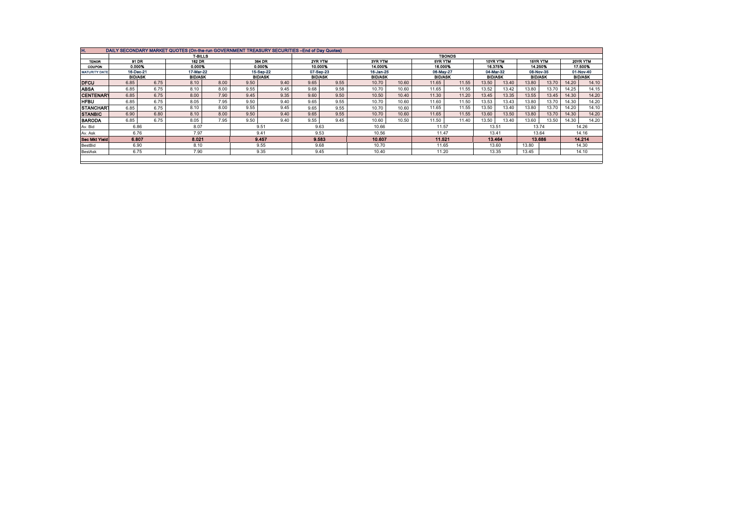**H. DAILY SECONDARY MARKET QUOTES (On-the-run GOVERNMENT TREASURY SECURITIES –End of Day Quotes)**

| | T-BILLS | | | | | | TBONDS | | | | | | | | | | | | | | | |
|---|---|---|---|---|---|---|---|---|---|---|---|---|---|---|---|---|---|---|---|---|---|---|
| **TENOR** | **91 DR** | | **182 DR** | | **364 DR** | | **2YR YTM** | | **3YR YTM** | | **5YR YTM** | | **10YR YTM** | | **15YR YTM** | | **20YR YTM** | |
| **COUPON** | **0.000%** | | **0.000%** | | **0.000%** | | **10.000%** | | **14.000%** | | **16.000%** | | **16.375%** | | **14.250%** | | **17.500%** | |
| **MATURITY DATE** | **16-Dec-21** | | **17-Mar-22** | | **15-Sep-22** | | **07-Sep-23** | | **16-Jan-25** | | **06-May-27** | | **04-Mar-32** | | **08-Nov-35** | | **01-Nov-40** | |
| | **BID/ASK** | | **BID/ASK** | | **BID/ASK** | | **BID/ASK** | | **BID/ASK** | | **BID/ASK** | | **BID/ASK** | | **BID/ASK** | | **BID/ASK** | |
| **DFCU** | 6.85 | 6.75 | 8.10 | 8.00 | 9.50 | 9.40 | 9.65 | 9.55 | 10.70 | 10.60 | 11.65 | 11.55 | 13.50 | 13.40 | 13.80 | 13.70 | 14.20 | 14.10 |
| **ABSA** | 6.85 | 6.75 | 8.10 | 8.00 | 9.55 | 9.45 | 9.68 | 9.58 | 10.70 | 10.60 | 11.65 | 11.55 | 13.52 | 13.42 | 13.80 | 13.70 | 14.25 | 14.15 |
| **CENTENARY** | 6.85 | 6.75 | 8.00 | 7.90 | 9.45 | 9.35 | 9.60 | 9.50 | 10.50 | 10.40 | 11.30 | 11.20 | 13.45 | 13.35 | 13.55 | 13.45 | 14.30 | 14.20 |
| **HFBU** | 6.85 | 6.75 | 8.05 | 7.95 | 9.50 | 9.40 | 9.65 | 9.55 | 10.70 | 10.60 | 11.60 | 11.50 | 13.53 | 13.43 | 13.80 | 13.70 | 14.30 | 14.20 |
| **STANCHART** | 6.85 | 6.75 | 8.10 | 8.00 | 9.55 | 9.45 | 9.65 | 9.55 | 10.70 | 10.60 | 11.65 | 11.55 | 13.50 | 13.40 | 13.80 | 13.70 | 14.20 | 14.10 |
| **STANBIC** | 6.90 | 6.80 | 8.10 | 8.00 | 9.50 | 9.40 | 9.65 | 9.55 | 10.70 | 10.60 | 11.65 | 11.55 | 13.60 | 13.50 | 13.80 | 13.70 | 14.30 | 14.20 |
| **BARODA** | 6.85 | 6.75 | 8.05 | 7.95 | 9.50 | 9.40 | 9.55 | 9.45 | 10.60 | 10.50 | 11.50 | 11.40 | 13.50 | 13.40 | 13.60 | 13.50 | 14.30 | 14.20 |
| Av. Bid | 6.86 | | 8.07 | | 9.51 | | 9.63 | | 10.66 | | 11.57 | | 13.51 | | 13.74 | | 14.26 | |
| Av. Ask | 6.76 | | 7.97 | | 9.41 | | 9.53 | | 10.56 | | 11.47 | | 13.41 | | 13.64 | | 14.16 | |
| **Sec Mkt Yield** | **6.807** | | **8.021** | | **9.457** | | **9.583** | | **10.607** | | **11.521** | | **13.464** | | **13.686** | | **14.214** | |
| BestBid | 6.90 | | 8.10 | | 9.55 | | 9.68 | | 10.70 | | 11.65 | | 13.60 | | 13.80 | | 14.30 | |
| BestAsk | 6.75 | | 7.90 | | 9.35 | | 9.45 | | 10.40 | | 11.20 | | 13.35 | | 13.45 | | 14.10 | |